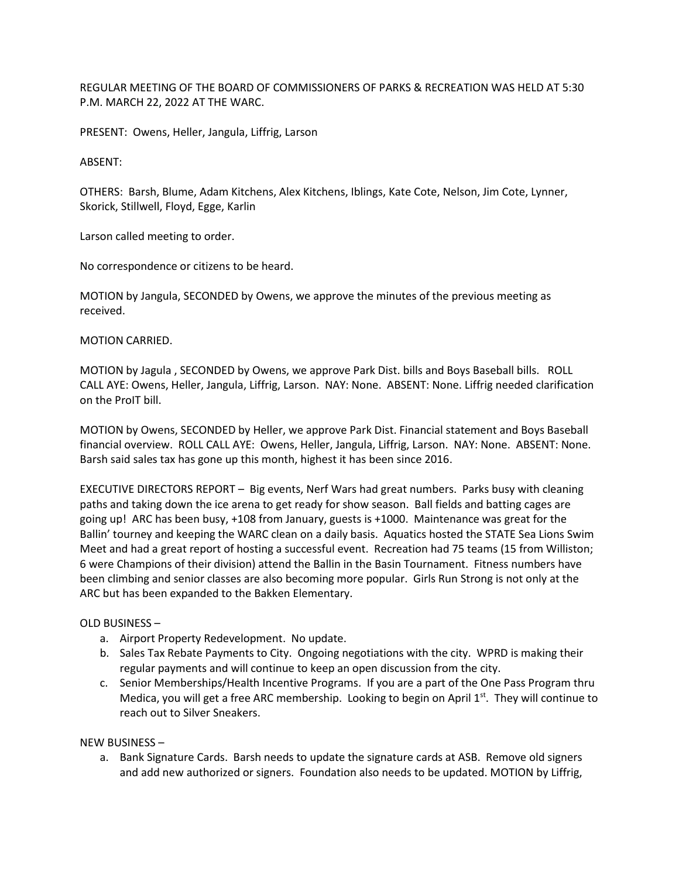REGULAR MEETING OF THE BOARD OF COMMISSIONERS OF PARKS & RECREATION WAS HELD AT 5:30 P.M. MARCH 22, 2022 AT THE WARC.

PRESENT: Owens, Heller, Jangula, Liffrig, Larson

ABSENT:

OTHERS: Barsh, Blume, Adam Kitchens, Alex Kitchens, Iblings, Kate Cote, Nelson, Jim Cote, Lynner, Skorick, Stillwell, Floyd, Egge, Karlin

Larson called meeting to order.

No correspondence or citizens to be heard.

MOTION by Jangula, SECONDED by Owens, we approve the minutes of the previous meeting as received.

MOTION CARRIED.

MOTION by Jagula , SECONDED by Owens, we approve Park Dist. bills and Boys Baseball bills. ROLL CALL AYE: Owens, Heller, Jangula, Liffrig, Larson. NAY: None. ABSENT: None. Liffrig needed clarification on the ProIT bill.

MOTION by Owens, SECONDED by Heller, we approve Park Dist. Financial statement and Boys Baseball financial overview. ROLL CALL AYE: Owens, Heller, Jangula, Liffrig, Larson. NAY: None. ABSENT: None. Barsh said sales tax has gone up this month, highest it has been since 2016.

EXECUTIVE DIRECTORS REPORT – Big events, Nerf Wars had great numbers. Parks busy with cleaning paths and taking down the ice arena to get ready for show season. Ball fields and batting cages are going up! ARC has been busy, +108 from January, guests is +1000. Maintenance was great for the Ballin' tourney and keeping the WARC clean on a daily basis. Aquatics hosted the STATE Sea Lions Swim Meet and had a great report of hosting a successful event. Recreation had 75 teams (15 from Williston; 6 were Champions of their division) attend the Ballin in the Basin Tournament. Fitness numbers have been climbing and senior classes are also becoming more popular. Girls Run Strong is not only at the ARC but has been expanded to the Bakken Elementary.

OLD BUSINESS –

a. Airport Property Redevelopment. No update.
b. Sales Tax Rebate Payments to City. Ongoing negotiations with the city. WPRD is making their regular payments and will continue to keep an open discussion from the city.
c. Senior Memberships/Health Incentive Programs. If you are a part of the One Pass Program thru Medica, you will get a free ARC membership. Looking to begin on April 1st. They will continue to reach out to Silver Sneakers.

NEW BUSINESS –

a. Bank Signature Cards. Barsh needs to update the signature cards at ASB. Remove old signers and add new authorized or signers. Foundation also needs to be updated. MOTION by Liffrig,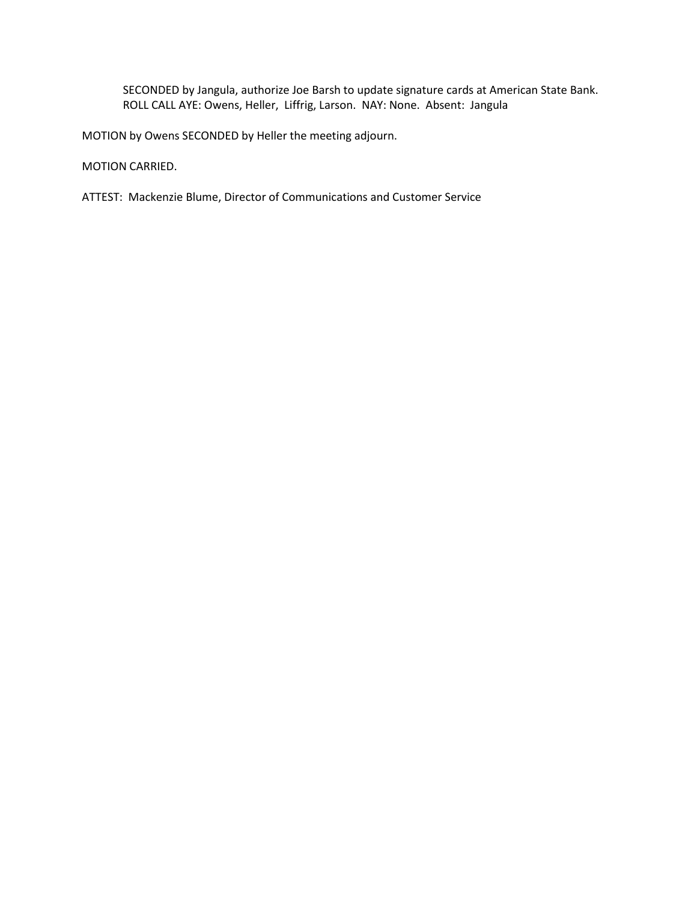SECONDED by Jangula, authorize Joe Barsh to update signature cards at American State Bank. ROLL CALL AYE: Owens, Heller, Liffrig, Larson. NAY: None. Absent: Jangula

MOTION by Owens SECONDED by Heller the meeting adjourn.

MOTION CARRIED.

ATTEST: Mackenzie Blume, Director of Communications and Customer Service